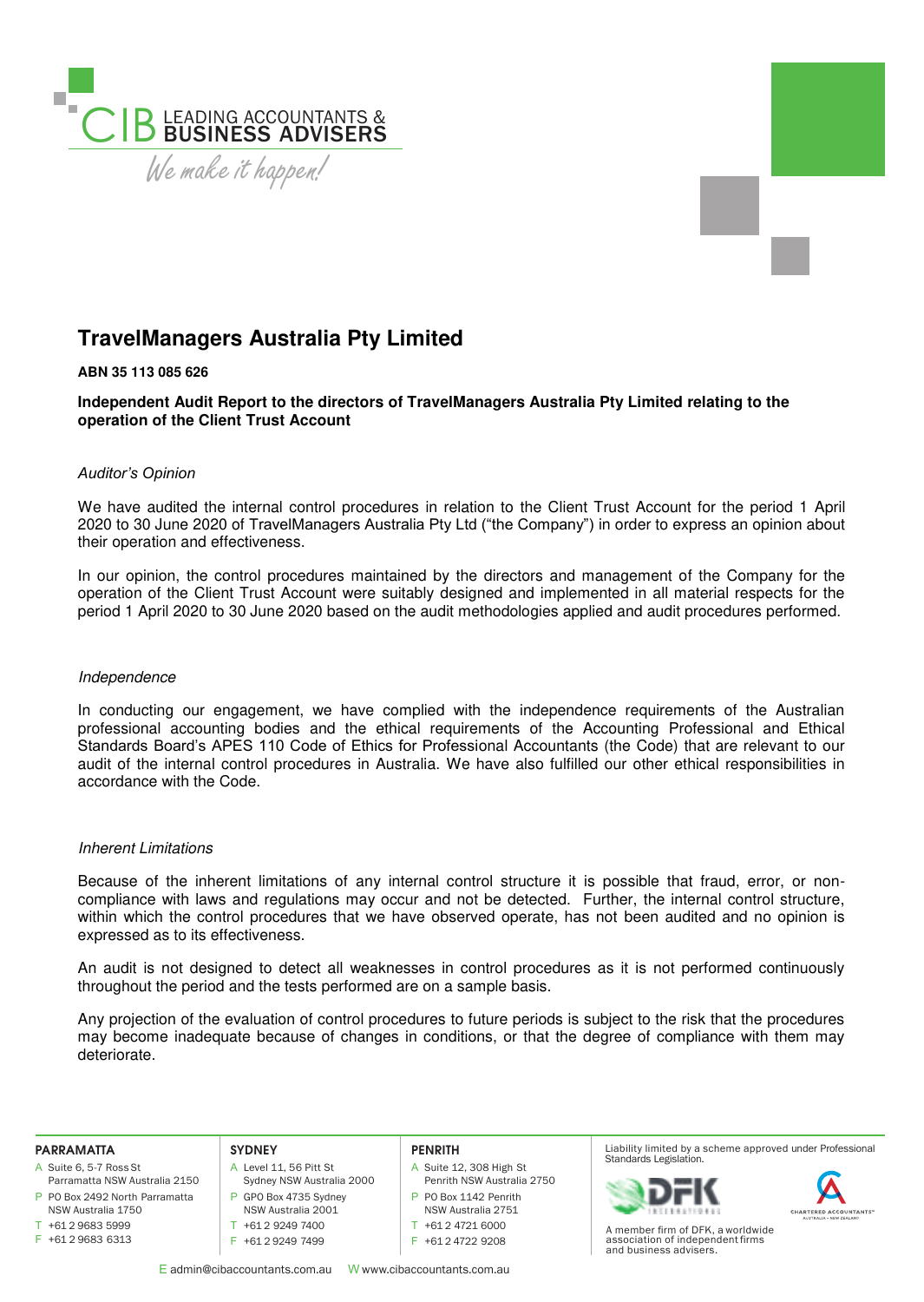# TravelManagers Australia Pty Limited

**ABN 35 113 085 626**

**Independent Audit Report to the directors of TravelManagers Australia Pty Limited relating to the operation of the Client Trust Account**

*Auditor's Opinion*

We have audited the internal control procedures in relation to the Client Trust Account for the period 1 April 2020 to 30 June 2020 of TravelManagers Australia Pty Ltd ("the Company") in order to express an opinion about their operation and effectiveness.

In our opinion, the control procedures maintained by the directors and management of the Company for the operation of the Client Trust Account were suitably designed and implemented in all material respects for the period 1 April 2020 to 30 June 2020 based on the audit methodologies applied and audit procedures performed.

*Independence*

In conducting our engagement, we have complied with the independence requirements of the Australian professional accounting bodies and the ethical requirements of the Accounting Professional and Ethical Standards Board's APES 110 Code of Ethics for Professional Accountants (the Code) that are relevant to our audit of the internal control procedures in Australia. We have also fulfilled our other ethical responsibilities in accordance with the Code.

*Inherent Limitations*

Because of the inherent limitations of any internal control structure it is possible that fraud, error, or non-compliance with laws and regulations may occur and not be detected. Further, the internal control structure, within which the control procedures that we have observed operate, has not been audited and no opinion is expressed as to its effectiveness.

An audit is not designed to detect all weaknesses in control procedures as it is not performed continuously throughout the period and the tests performed are on a sample basis.

Any projection of the evaluation of control procedures to future periods is subject to the risk that the procedures may become inadequate because of changes in conditions, or that the degree of compliance with them may deteriorate.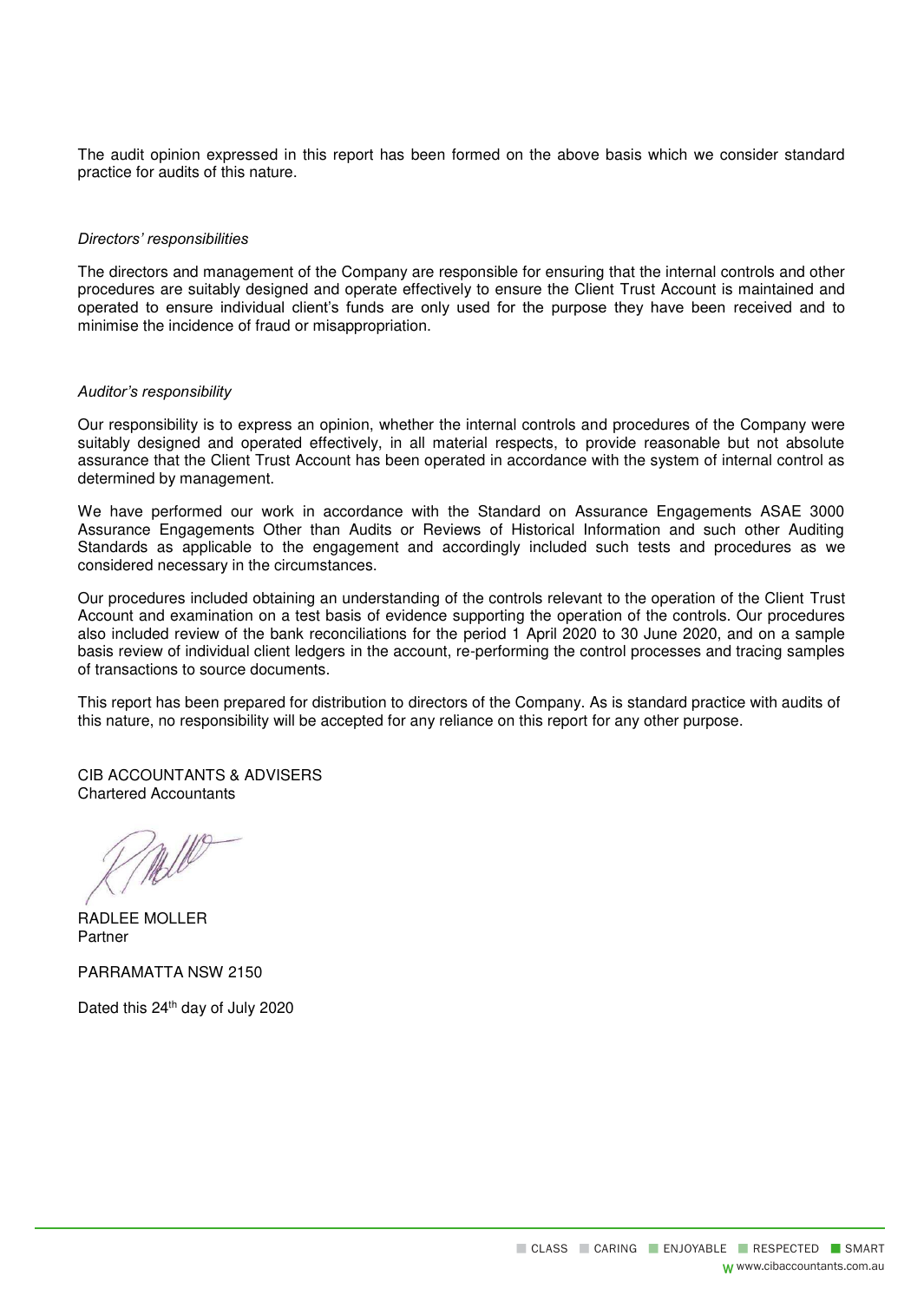The audit opinion expressed in this report has been formed on the above basis which we consider standard practice for audits of this nature.

*Directors' responsibilities*

The directors and management of the Company are responsible for ensuring that the internal controls and other procedures are suitably designed and operate effectively to ensure the Client Trust Account is maintained and operated to ensure individual client's funds are only used for the purpose they have been received and to minimise the incidence of fraud or misappropriation.

*Auditor's responsibility*

Our responsibility is to express an opinion, whether the internal controls and procedures of the Company were suitably designed and operated effectively, in all material respects, to provide reasonable but not absolute assurance that the Client Trust Account has been operated in accordance with the system of internal control as determined by management.

We have performed our work in accordance with the Standard on Assurance Engagements ASAE 3000 Assurance Engagements Other than Audits or Reviews of Historical Information and such other Auditing Standards as applicable to the engagement and accordingly included such tests and procedures as we considered necessary in the circumstances.

Our procedures included obtaining an understanding of the controls relevant to the operation of the Client Trust Account and examination on a test basis of evidence supporting the operation of the controls. Our procedures also included review of the bank reconciliations for the period 1 April 2020 to 30 June 2020, and on a sample basis review of individual client ledgers in the account, re-performing the control processes and tracing samples of transactions to source documents.

This report has been prepared for distribution to directors of the Company. As is standard practice with audits of this nature, no responsibility will be accepted for any reliance on this report for any other purpose.

CIB ACCOUNTANTS & ADVISERS
Chartered Accountants

RADLEE MOLLER
Partner

PARRAMATTA NSW 2150

Dated this 24th day of July 2020